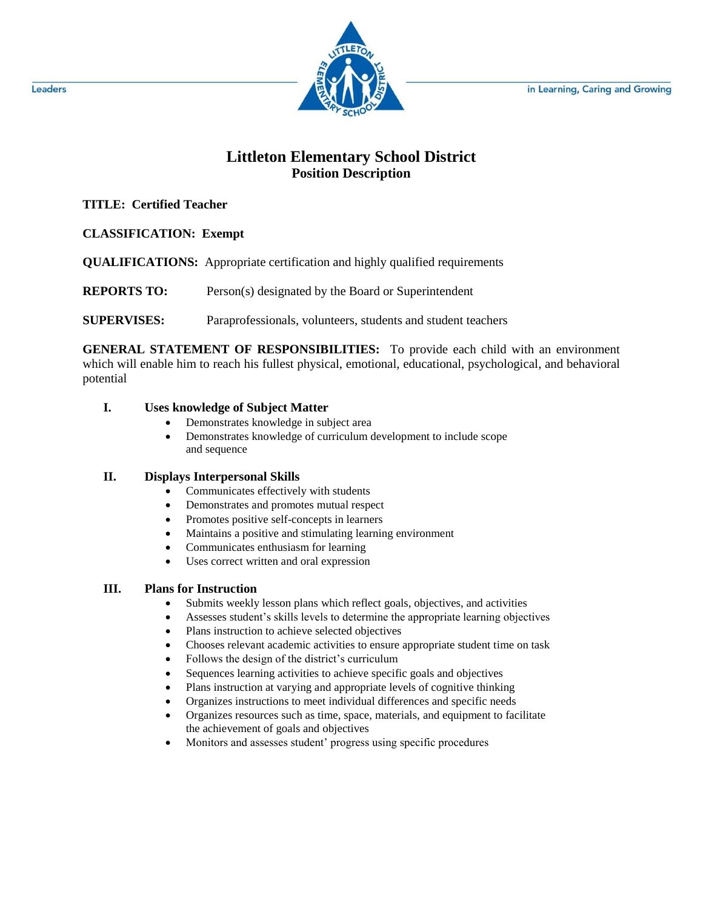Leaders in Learning, Caring and Growing

# Littleton Elementary School District
## Position Description

**TITLE: Certified Teacher**

**CLASSIFICATION: Exempt**

**QUALIFICATIONS:** Appropriate certification and highly qualified requirements

**REPORTS TO:** Person(s) designated by the Board or Superintendent

**SUPERVISES:** Paraprofessionals, volunteers, students and student teachers

**GENERAL STATEMENT OF RESPONSIBILITIES:** To provide each child with an environment which will enable him to reach his fullest physical, emotional, educational, psychological, and behavioral potential

### I. Uses knowledge of Subject Matter

- Demonstrates knowledge in subject area
- Demonstrates knowledge of curriculum development to include scope and sequence

### II. Displays Interpersonal Skills

- Communicates effectively with students
- Demonstrates and promotes mutual respect
- Promotes positive self-concepts in learners
- Maintains a positive and stimulating learning environment
- Communicates enthusiasm for learning
- Uses correct written and oral expression

### III. Plans for Instruction

- Submits weekly lesson plans which reflect goals, objectives, and activities
- Assesses student's skills levels to determine the appropriate learning objectives
- Plans instruction to achieve selected objectives
- Chooses relevant academic activities to ensure appropriate student time on task
- Follows the design of the district's curriculum
- Sequences learning activities to achieve specific goals and objectives
- Plans instruction at varying and appropriate levels of cognitive thinking
- Organizes instructions to meet individual differences and specific needs
- Organizes resources such as time, space, materials, and equipment to facilitate the achievement of goals and objectives
- Monitors and assesses student' progress using specific procedures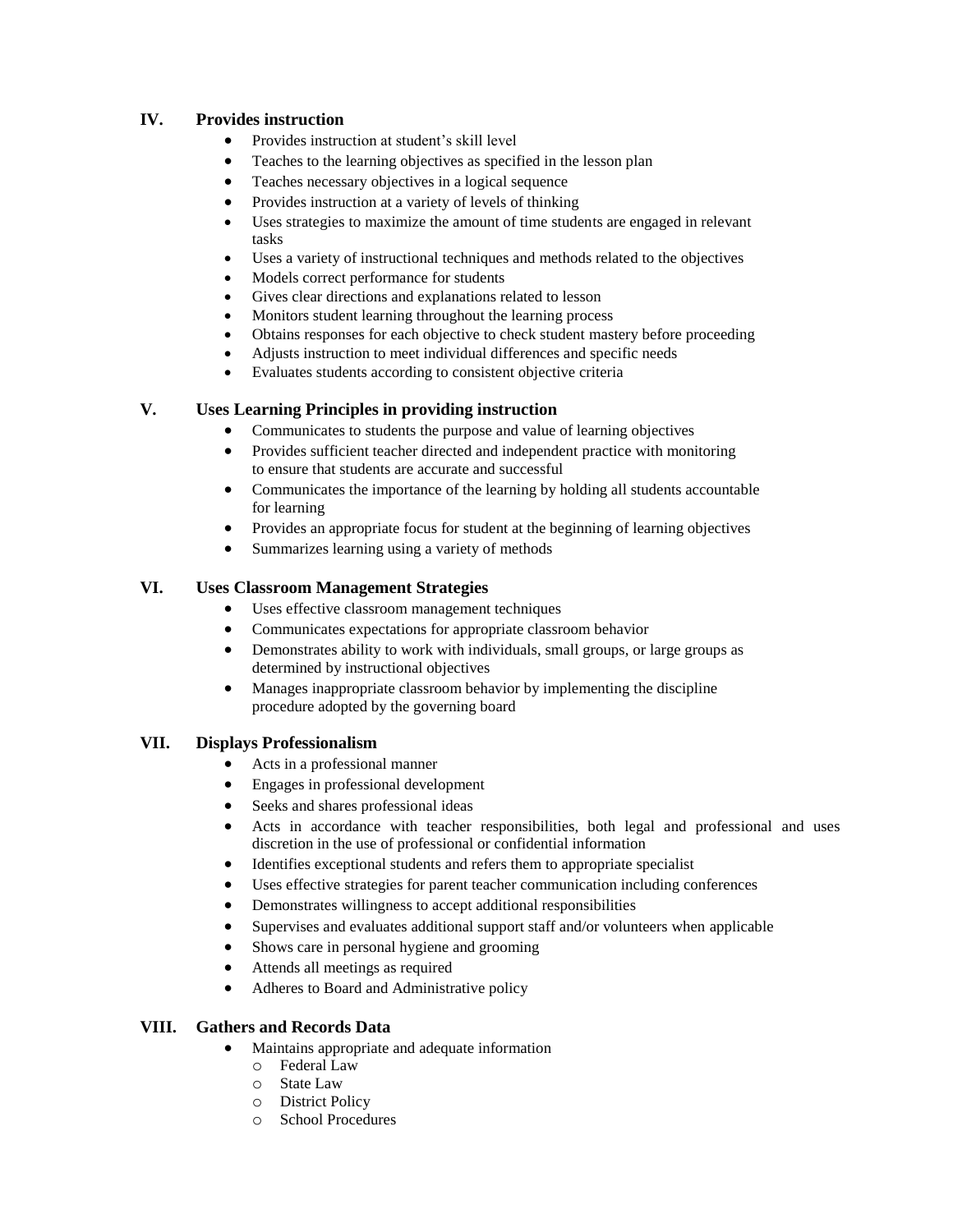## IV. Provides instruction

- Provides instruction at student's skill level
- Teaches to the learning objectives as specified in the lesson plan
- Teaches necessary objectives in a logical sequence
- Provides instruction at a variety of levels of thinking
- Uses strategies to maximize the amount of time students are engaged in relevant tasks
- Uses a variety of instructional techniques and methods related to the objectives
- Models correct performance for students
- Gives clear directions and explanations related to lesson
- Monitors student learning throughout the learning process
- Obtains responses for each objective to check student mastery before proceeding
- Adjusts instruction to meet individual differences and specific needs
- Evaluates students according to consistent objective criteria

## V. Uses Learning Principles in providing instruction

- Communicates to students the purpose and value of learning objectives
- Provides sufficient teacher directed and independent practice with monitoring to ensure that students are accurate and successful
- Communicates the importance of the learning by holding all students accountable for learning
- Provides an appropriate focus for student at the beginning of learning objectives
- Summarizes learning using a variety of methods

## VI. Uses Classroom Management Strategies

- Uses effective classroom management techniques
- Communicates expectations for appropriate classroom behavior
- Demonstrates ability to work with individuals, small groups, or large groups as determined by instructional objectives
- Manages inappropriate classroom behavior by implementing the discipline procedure adopted by the governing board

## VII. Displays Professionalism

- Acts in a professional manner
- Engages in professional development
- Seeks and shares professional ideas
- Acts in accordance with teacher responsibilities, both legal and professional and uses discretion in the use of professional or confidential information
- Identifies exceptional students and refers them to appropriate specialist
- Uses effective strategies for parent teacher communication including conferences
- Demonstrates willingness to accept additional responsibilities
- Supervises and evaluates additional support staff and/or volunteers when applicable
- Shows care in personal hygiene and grooming
- Attends all meetings as required
- Adheres to Board and Administrative policy

## VIII. Gathers and Records Data

- Maintains appropriate and adequate information
  - Federal Law
  - State Law
  - District Policy
  - School Procedures